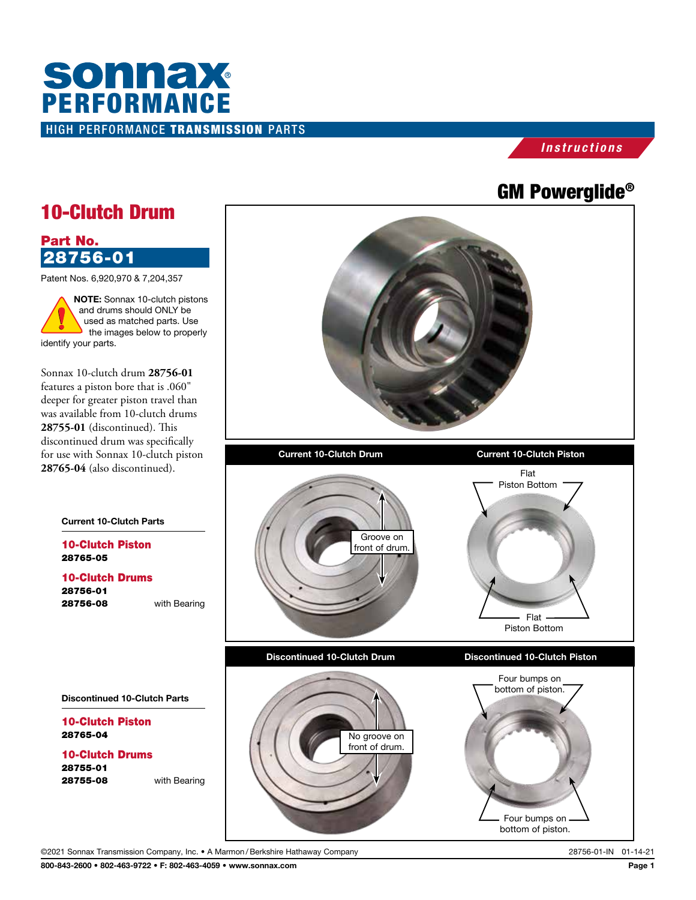# sonnax PERFORMANCE

HIGH PERFORMANCE **TRANSMISSION** PARTS

*Instructions*

## GM Powerglide®

# 10-Clutch Drum

## Part No. 28756-01

Patent Nos. 6,920,970 & 7,204,357

**NOTE:** Sonnax 10-clutch pistons and drums should ONLY be used as matched parts. Use the images below to properly identify your parts.

Sonnax 10-clutch drum **28756-01** features a piston bore that is .060" deeper for greater piston travel than was available from 10-clutch drums **28755-01** (discontinued). This discontinued drum was specifically for use with Sonnax 10-clutch piston **28765-04** (also discontinued).

### Current 10-Clutch Parts

**10-Clutch Piston**
**28765-05**

**10-Clutch Drums**
**28756-01**
**28756-08** with Bearing

### Discontinued 10-Clutch Parts

**10-Clutch Piston**
**28765-04**

**10-Clutch Drums**
**28755-01**
**28755-08** with Bearing

| Current 10-Clutch Drum | Current 10-Clutch Piston |
| --- | --- |
| Groove on front of drum. | Flat Piston Bottom |

| Discontinued 10-Clutch Drum | Discontinued 10-Clutch Piston |
| --- | --- |
| No groove on front of drum. | Four bumps on bottom of piston. |

©2021 Sonnax Transmission Company, Inc. • A Marmon / Berkshire Hathaway Company 28756-01-IN 01-14-21

800-843-2600 • 802-463-9722 • F: 802-463-4059 • www.sonnax.com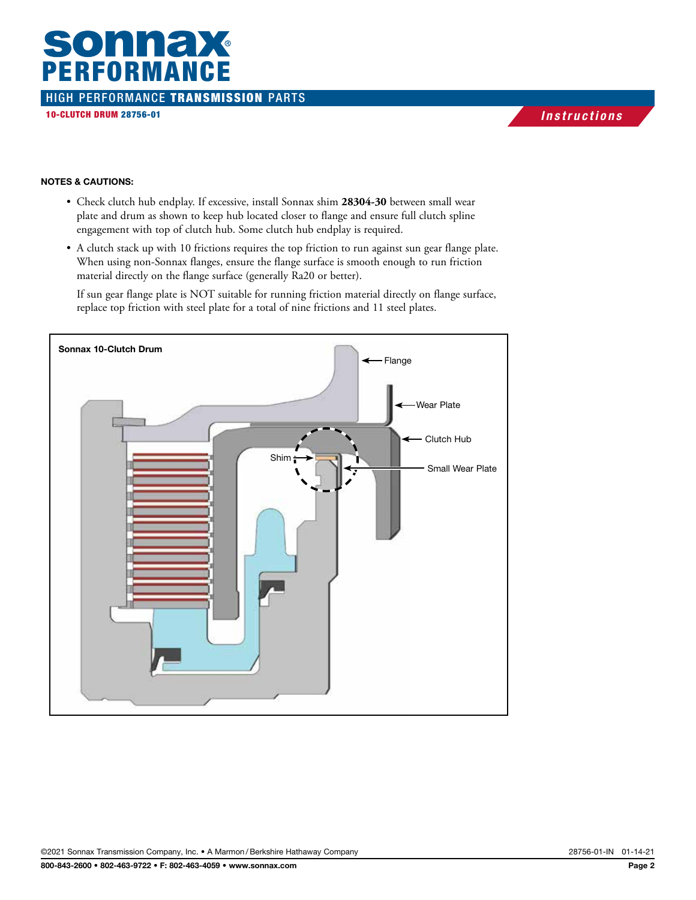**NOTES & CAUTIONS:**

- Check clutch hub endplay. If excessive, install Sonnax shim **28304-30** between small wear plate and drum as shown to keep hub located closer to flange and ensure full clutch spline engagement with top of clutch hub. Some clutch hub endplay is required.
- A clutch stack up with 10 frictions requires the top friction to run against sun gear flange plate. When using non-Sonnax flanges, ensure the flange surface is smooth enough to run friction material directly on the flange surface (generally Ra20 or better).

  If sun gear flange plate is NOT suitable for running friction material directly on flange surface, replace top friction with steel plate for a total of nine frictions and 11 steel plates.

**Sonnax 10-Clutch Drum**

Flange

Wear Plate

Clutch Hub

Shim

Small Wear Plate

©2021 Sonnax Transmission Company, Inc. • A Marmon / Berkshire Hathaway Company

28756-01-IN 01-14-21

800-843-2600 • 802-463-9722 • F: 802-463-4059 • www.sonnax.com